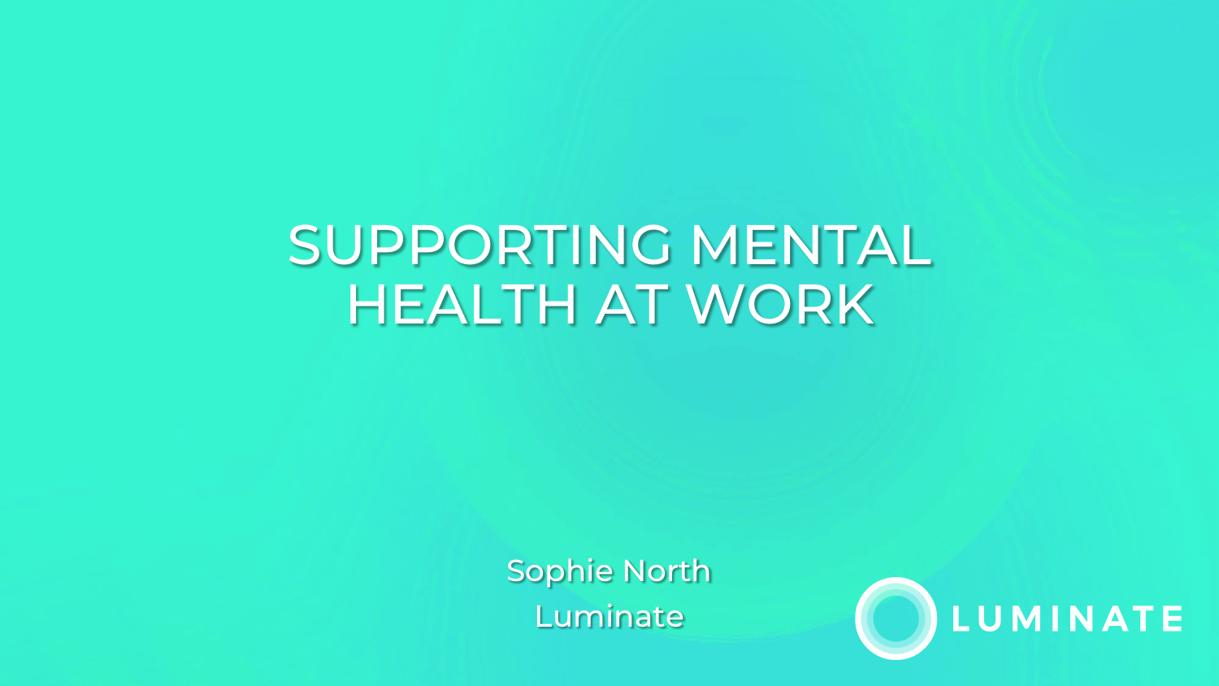# SUPPORTING MENTAL HEALTH AT WORK

Sophie North

Luminate

LUMINATE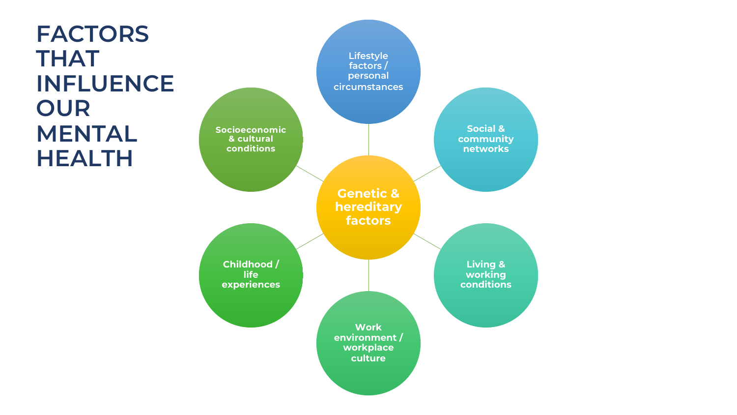# FACTORS THAT INFLUENCE OUR MENTAL HEALTH

**Genetic & hereditary factors**

- Lifestyle factors / personal circumstances
- Social & community networks
- Living & working conditions
- Work environment / workplace culture
- Childhood / life experiences
- Socioeconomic & cultural conditions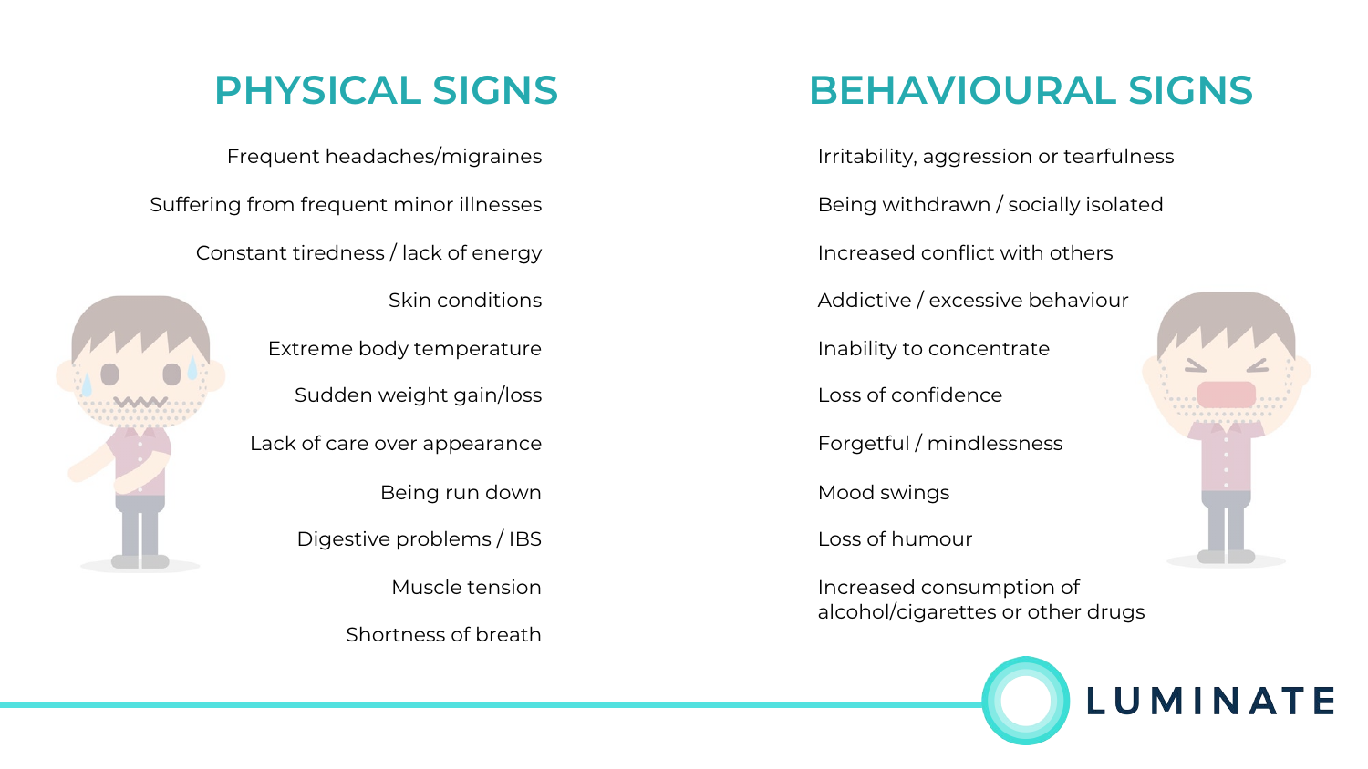## PHYSICAL SIGNS

- Frequent headaches/migraines
- Suffering from frequent minor illnesses
- Constant tiredness / lack of energy
- Skin conditions
- Extreme body temperature
- Sudden weight gain/loss
- Lack of care over appearance
- Being run down
- Digestive problems / IBS
- Muscle tension
- Shortness of breath

## BEHAVIOURAL SIGNS

- Irritability, aggression or tearfulness
- Being withdrawn / socially isolated
- Increased conflict with others
- Addictive / excessive behaviour
- Inability to concentrate
- Loss of confidence
- Forgetful / mindlessness
- Mood swings
- Loss of humour
- Increased consumption of alcohol/cigarettes or other drugs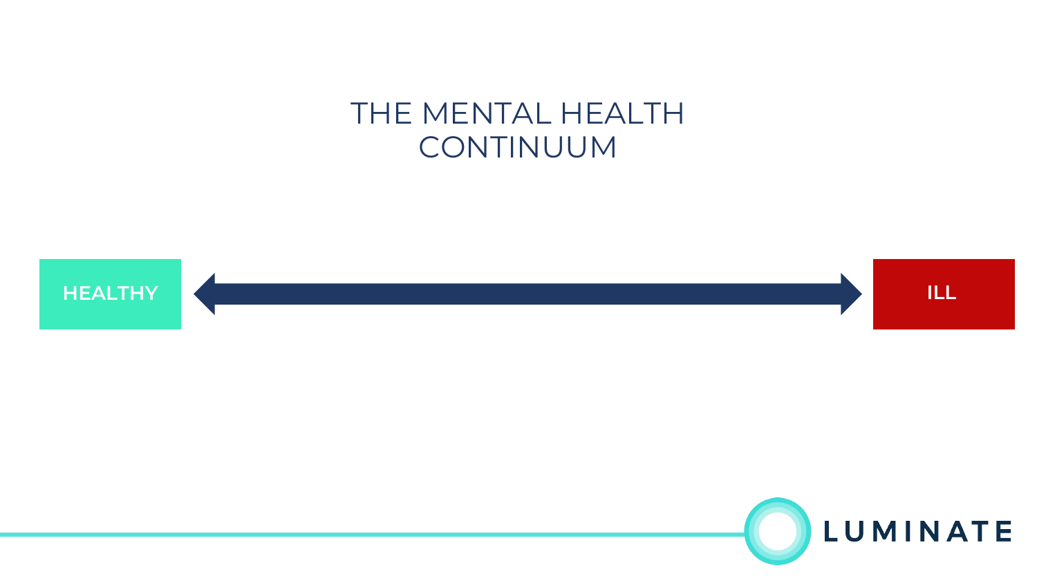# THE MENTAL HEALTH CONTINUUM

**HEALTHY** ⟷ **ILL**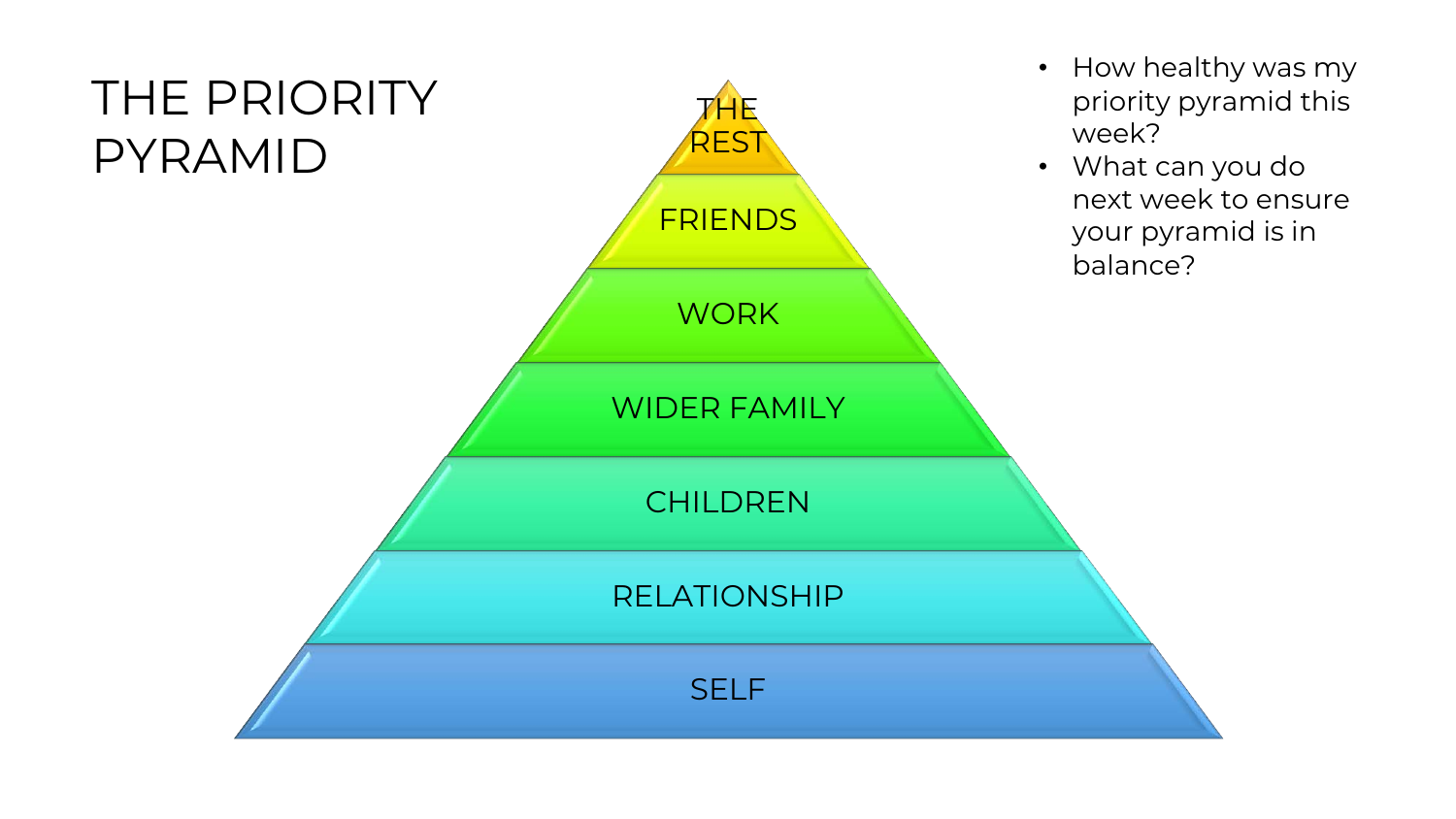# THE PRIORITY PYRAMID

- THE REST
- FRIENDS
- WORK
- WIDER FAMILY
- CHILDREN
- RELATIONSHIP
- SELF

- How healthy was my priority pyramid this week?
- What can you do next week to ensure your pyramid is in balance?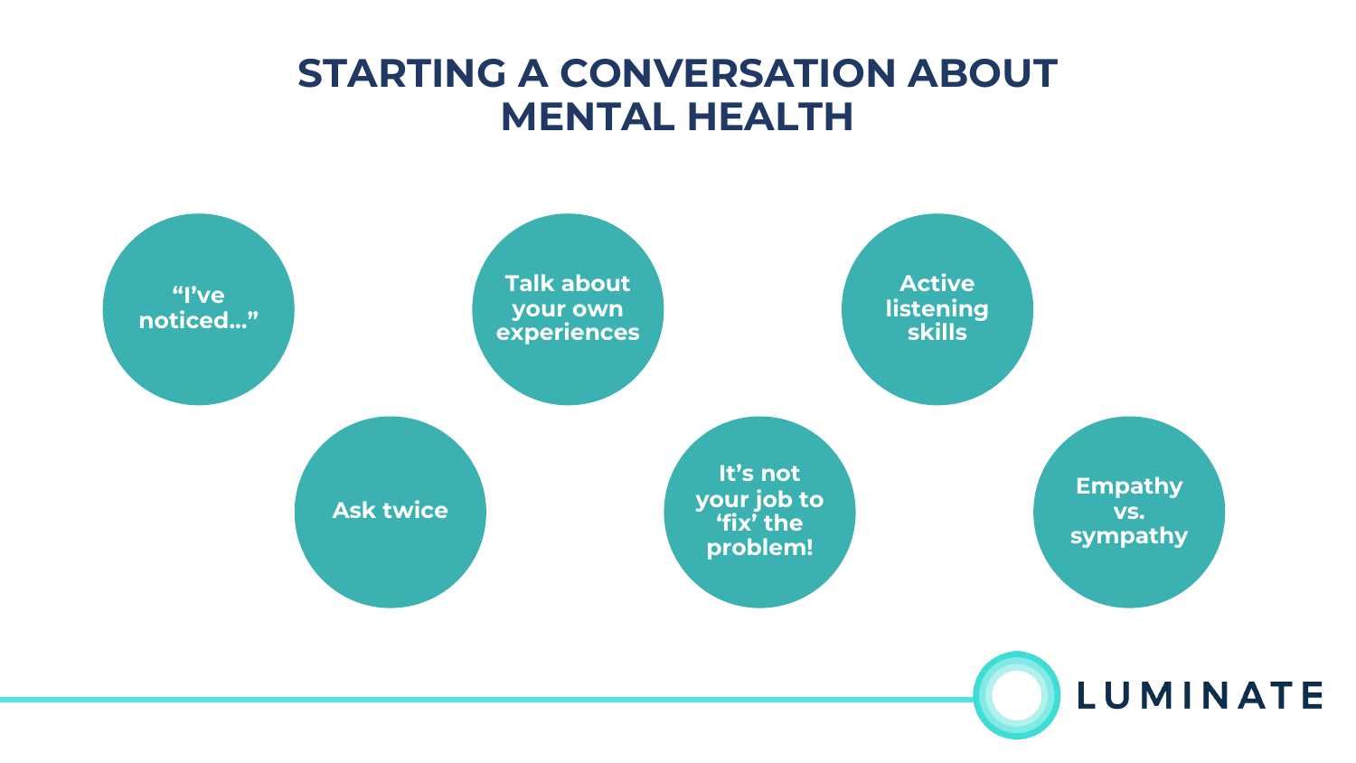# STARTING A CONVERSATION ABOUT MENTAL HEALTH

- "I've noticed…"
- Ask twice
- Talk about your own experiences
- It's not your job to 'fix' the problem!
- Active listening skills
- Empathy vs. sympathy

LUMINATE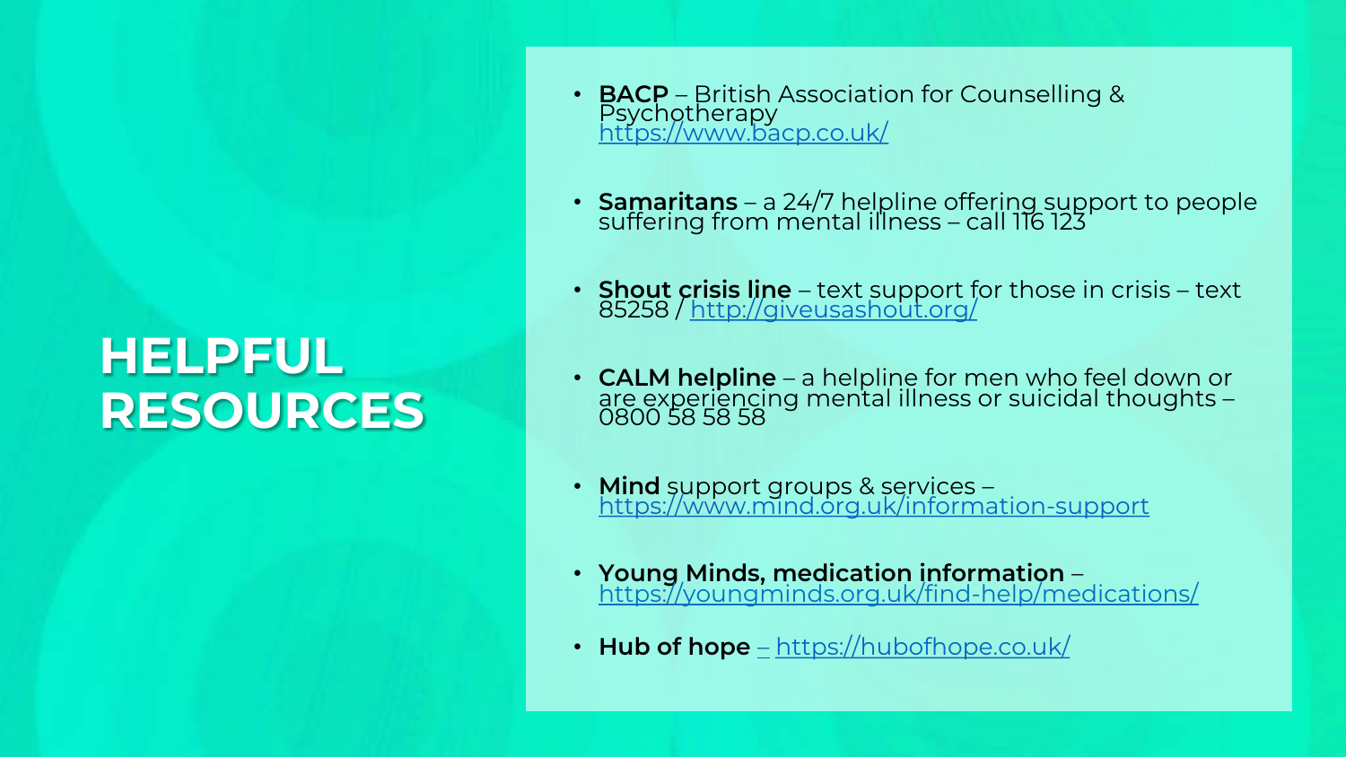# HELPFUL RESOURCES

- **BACP** – British Association for Counselling & Psychotherapy https://www.bacp.co.uk/
- **Samaritans** – a 24/7 helpline offering support to people suffering from mental illness – call 116 123
- **Shout crisis line** – text support for those in crisis – text 85258 / http://giveusashout.org/
- **CALM helpline** – a helpline for men who feel down or are experiencing mental illness or suicidal thoughts – 0800 58 58 58
- **Mind** support groups & services – https://www.mind.org.uk/information-support
- **Young Minds, medication information** – https://youngminds.org.uk/find-help/medications/
- **Hub of hope** – https://hubofhope.co.uk/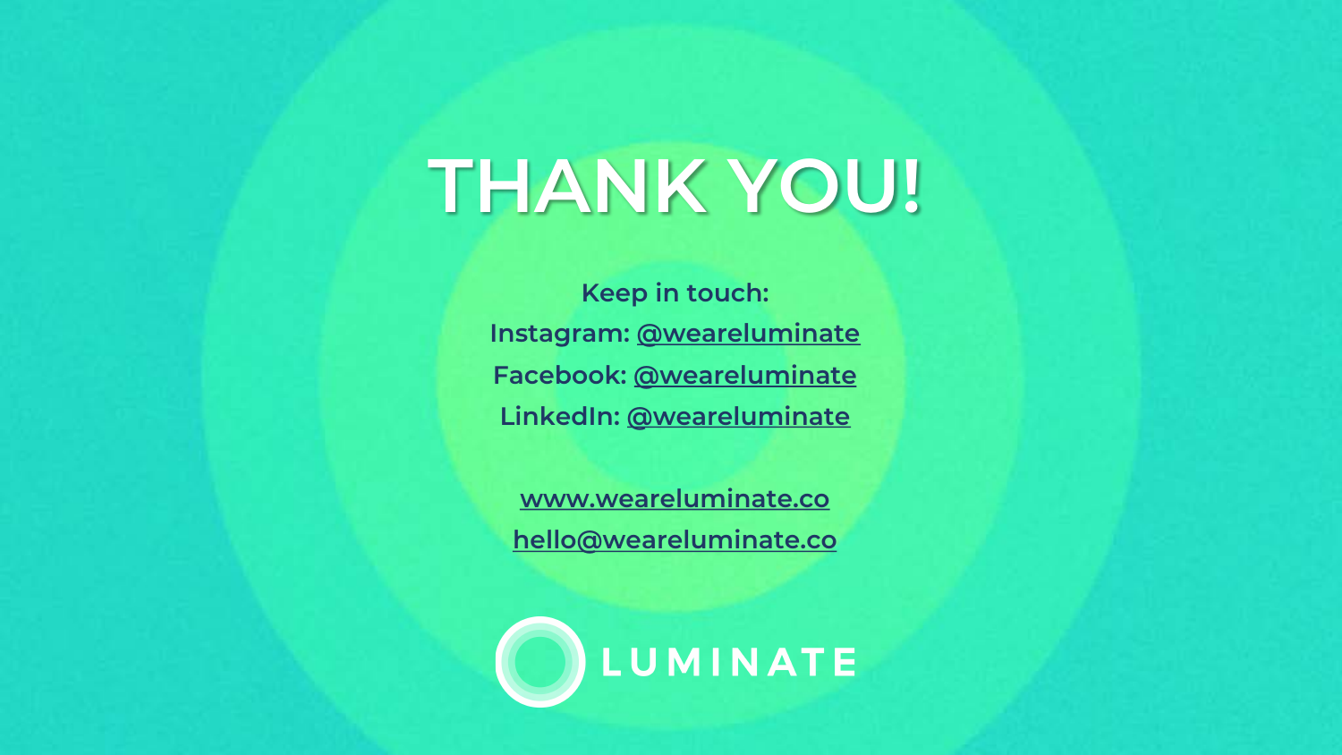# THANK YOU!

**Keep in touch:**

**Instagram: @weareluminate**

**Facebook: @weareluminate**

**LinkedIn: @weareluminate**

**www.weareluminate.co**

**hello@weareluminate.co**

LUMINATE